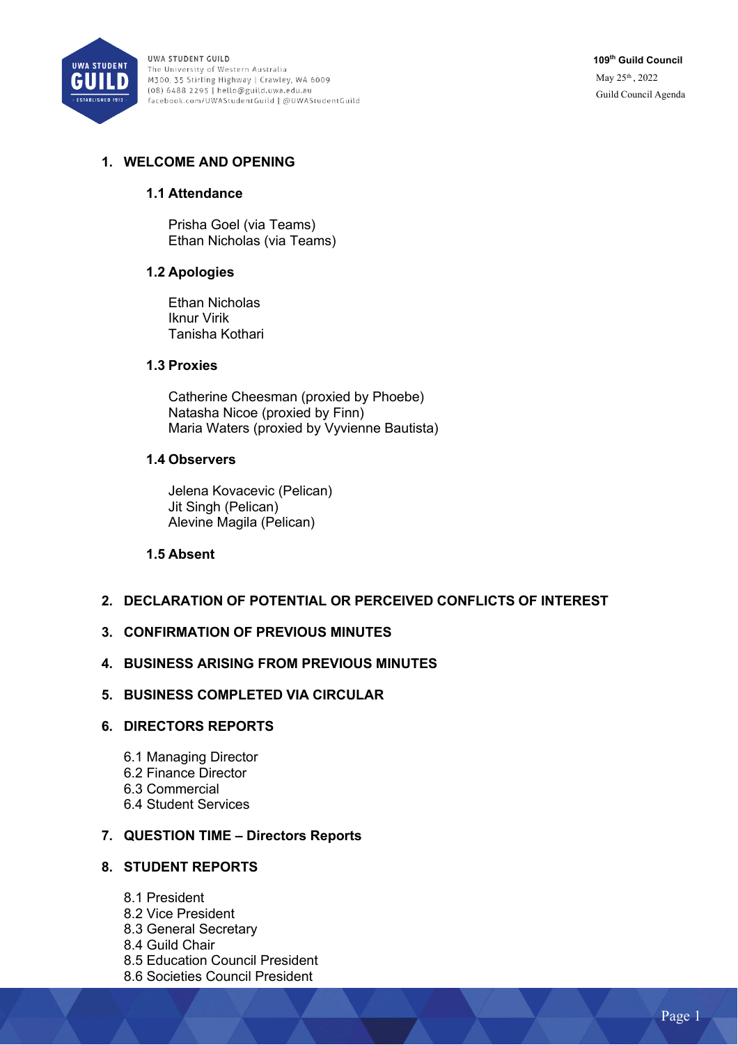UWA STUDENT GUILD
The University of Western Australia
M300, 35 Stirling Highway | Crawley, WA 6009
(08) 6488 2295 | hello@guild.uwa.edu.au
facebook.com/UWAStudentGuild | @UWAStudentGuild

**109th Guild Council**
May 25th, 2022
Guild Council Agenda

## 1. WELCOME AND OPENING

### 1.1 Attendance

Prisha Goel (via Teams)
Ethan Nicholas (via Teams)

### 1.2 Apologies

Ethan Nicholas
Iknur Virik
Tanisha Kothari

### 1.3 Proxies

Catherine Cheesman (proxied by Phoebe)
Natasha Nicoe (proxied by Finn)
Maria Waters (proxied by Vyvienne Bautista)

### 1.4 Observers

Jelena Kovacevic (Pelican)
Jit Singh (Pelican)
Alevine Magila (Pelican)

### 1.5 Absent

## 2. DECLARATION OF POTENTIAL OR PERCEIVED CONFLICTS OF INTEREST

## 3. CONFIRMATION OF PREVIOUS MINUTES

## 4. BUSINESS ARISING FROM PREVIOUS MINUTES

## 5. BUSINESS COMPLETED VIA CIRCULAR

## 6. DIRECTORS REPORTS

6.1 Managing Director
6.2 Finance Director
6.3 Commercial
6.4 Student Services

## 7. QUESTION TIME – Directors Reports

## 8. STUDENT REPORTS

8.1 President
8.2 Vice President
8.3 General Secretary
8.4 Guild Chair
8.5 Education Council President
8.6 Societies Council President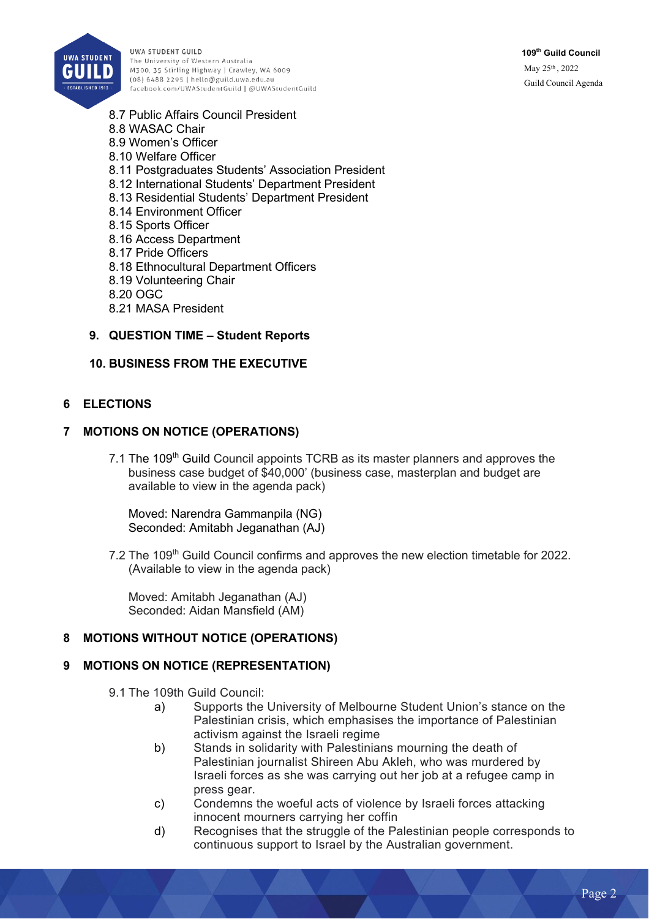8.7 Public Affairs Council President
8.8 WASAC Chair
8.9 Women's Officer
8.10 Welfare Officer
8.11 Postgraduates Students' Association President
8.12 International Students' Department President
8.13 Residential Students' Department President
8.14 Environment Officer
8.15 Sports Officer
8.16 Access Department
8.17 Pride Officers
8.18 Ethnocultural Department Officers
8.19 Volunteering Chair
8.20 OGC
8.21 MASA President

**9. QUESTION TIME – Student Reports**

**10. BUSINESS FROM THE EXECUTIVE**

## 6 ELECTIONS

## 7 MOTIONS ON NOTICE (OPERATIONS)

7.1 The 109th Guild Council appoints TCRB as its master planners and approves the business case budget of $40,000' (business case, masterplan and budget are available to view in the agenda pack)

Moved: Narendra Gammanpila (NG)
Seconded: Amitabh Jeganathan (AJ)

7.2 The 109th Guild Council confirms and approves the new election timetable for 2022. (Available to view in the agenda pack)

Moved: Amitabh Jeganathan (AJ)
Seconded: Aidan Mansfield (AM)

## 8 MOTIONS WITHOUT NOTICE (OPERATIONS)

## 9 MOTIONS ON NOTICE (REPRESENTATION)

9.1 The 109th Guild Council:

a) Supports the University of Melbourne Student Union's stance on the Palestinian crisis, which emphasises the importance of Palestinian activism against the Israeli regime

b) Stands in solidarity with Palestinians mourning the death of Palestinian journalist Shireen Abu Akleh, who was murdered by Israeli forces as she was carrying out her job at a refugee camp in press gear.

c) Condemns the woeful acts of violence by Israeli forces attacking innocent mourners carrying her coffin

d) Recognises that the struggle of the Palestinian people corresponds to continuous support to Israel by the Australian government.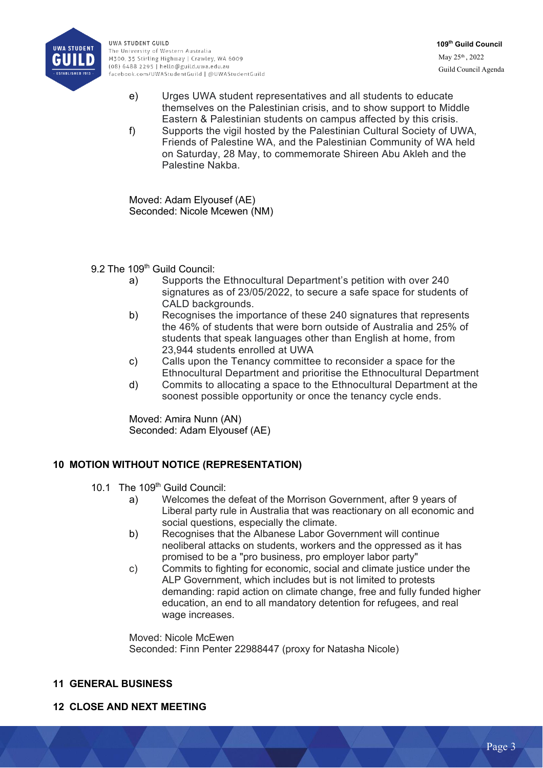e) Urges UWA student representatives and all students to educate themselves on the Palestinian crisis, and to show support to Middle Eastern & Palestinian students on campus affected by this crisis.

f) Supports the vigil hosted by the Palestinian Cultural Society of UWA, Friends of Palestine WA, and the Palestinian Community of WA held on Saturday, 28 May, to commemorate Shireen Abu Akleh and the Palestine Nakba.

Moved: Adam Elyousef (AE)
Seconded: Nicole Mcewen (NM)

9.2 The 109th Guild Council:

a) Supports the Ethnocultural Department's petition with over 240 signatures as of 23/05/2022, to secure a safe space for students of CALD backgrounds.

b) Recognises the importance of these 240 signatures that represents the 46% of students that were born outside of Australia and 25% of students that speak languages other than English at home, from 23,944 students enrolled at UWA

c) Calls upon the Tenancy committee to reconsider a space for the Ethnocultural Department and prioritise the Ethnocultural Department

d) Commits to allocating a space to the Ethnocultural Department at the soonest possible opportunity or once the tenancy cycle ends.

Moved: Amira Nunn (AN)
Seconded: Adam Elyousef (AE)

## 10 MOTION WITHOUT NOTICE (REPRESENTATION)

10.1 The 109th Guild Council:

a) Welcomes the defeat of the Morrison Government, after 9 years of Liberal party rule in Australia that was reactionary on all economic and social questions, especially the climate.

b) Recognises that the Albanese Labor Government will continue neoliberal attacks on students, workers and the oppressed as it has promised to be a "pro business, pro employer labor party"

c) Commits to fighting for economic, social and climate justice under the ALP Government, which includes but is not limited to protests demanding: rapid action on climate change, free and fully funded higher education, an end to all mandatory detention for refugees, and real wage increases.

Moved: Nicole McEwen
Seconded: Finn Penter 22988447 (proxy for Natasha Nicole)

## 11 GENERAL BUSINESS

## 12 CLOSE AND NEXT MEETING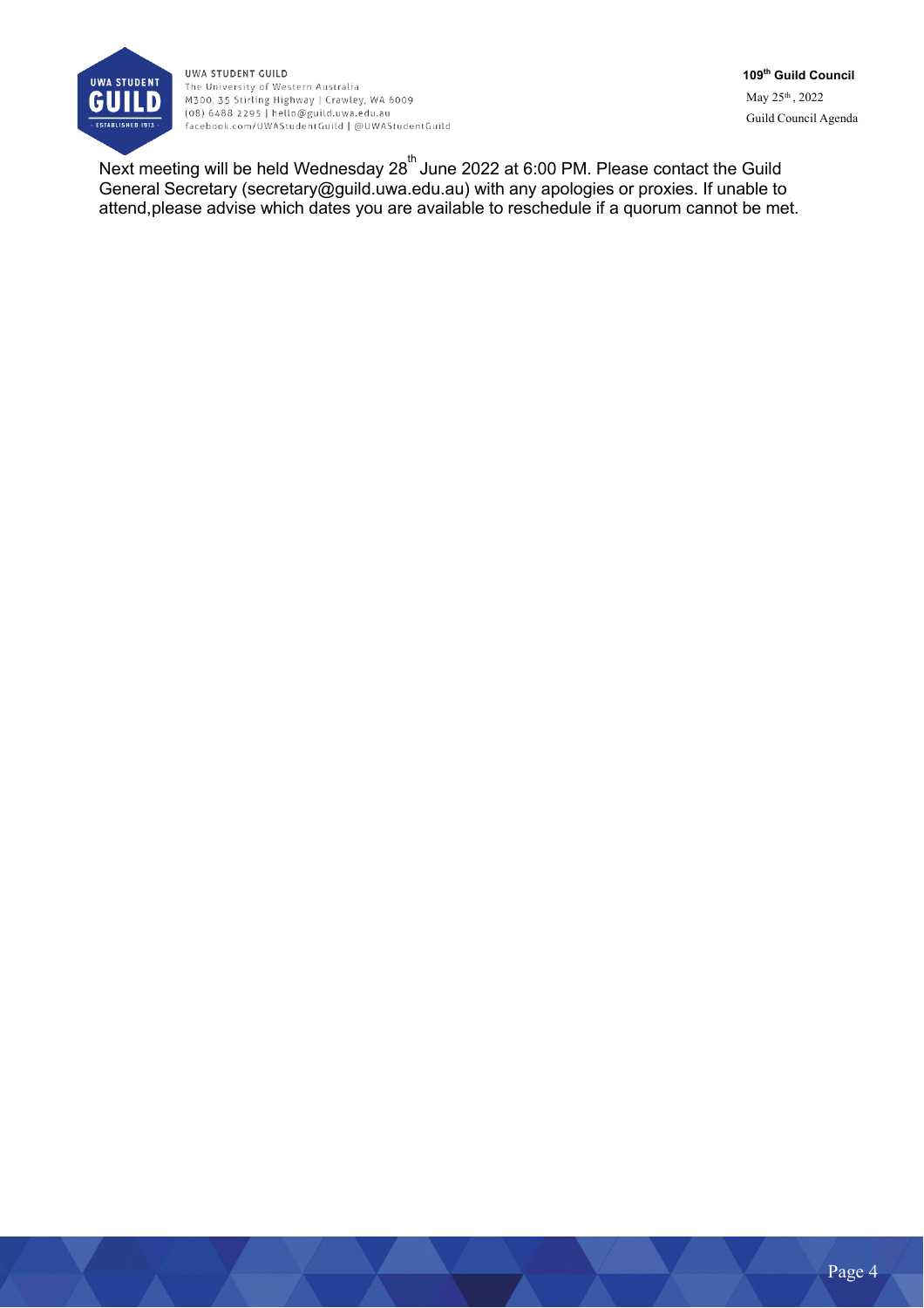Next meeting will be held Wednesday 28th June 2022 at 6:00 PM. Please contact the Guild General Secretary (secretary@guild.uwa.edu.au) with any apologies or proxies. If unable to attend,please advise which dates you are available to reschedule if a quorum cannot be met.